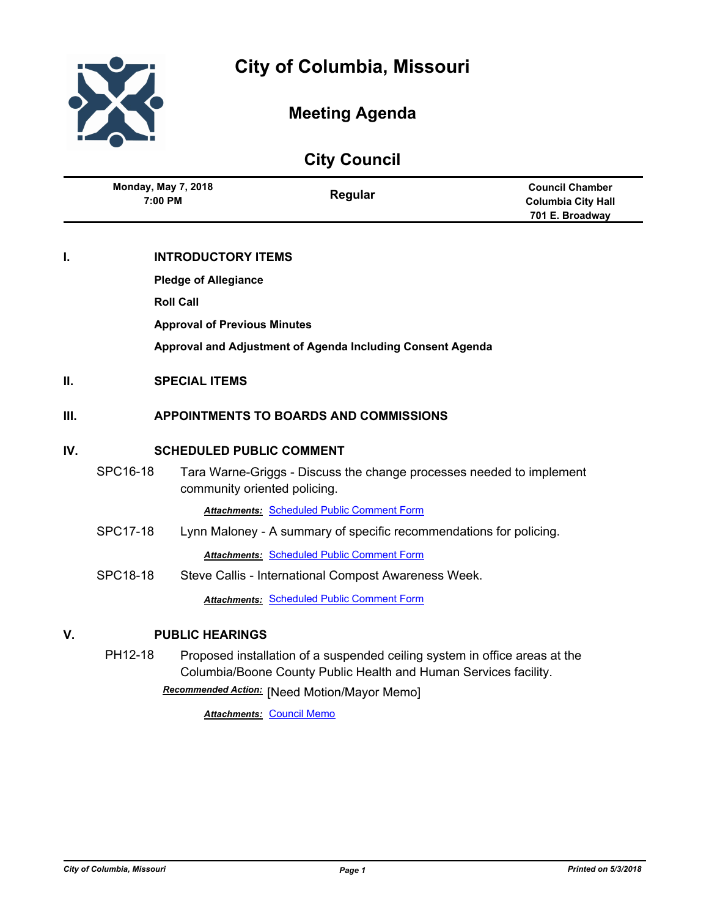# City of Columbia, Missouri

## Meeting Agenda

## City Council

| Monday, May 7, 2018<br>7:00 PM | Regular | Council Chamber<br>Columbia City Hall<br>701 E. Broadway |
|---|---|---|

## I. INTRODUCTORY ITEMS

**Pledge of Allegiance**

**Roll Call**

**Approval of Previous Minutes**

**Approval and Adjustment of Agenda Including Consent Agenda**

## II. SPECIAL ITEMS

## III. APPOINTMENTS TO BOARDS AND COMMISSIONS

## IV. SCHEDULED PUBLIC COMMENT

SPC16-18 Tara Warne-Griggs - Discuss the change processes needed to implement community oriented policing.

***Attachments:*** Scheduled Public Comment Form

SPC17-18 Lynn Maloney - A summary of specific recommendations for policing.

***Attachments:*** Scheduled Public Comment Form

SPC18-18 Steve Callis - International Compost Awareness Week.

***Attachments:*** Scheduled Public Comment Form

## V. PUBLIC HEARINGS

PH12-18 Proposed installation of a suspended ceiling system in office areas at the Columbia/Boone County Public Health and Human Services facility.

***Recommended Action:*** [Need Motion/Mayor Memo]

***Attachments:*** Council Memo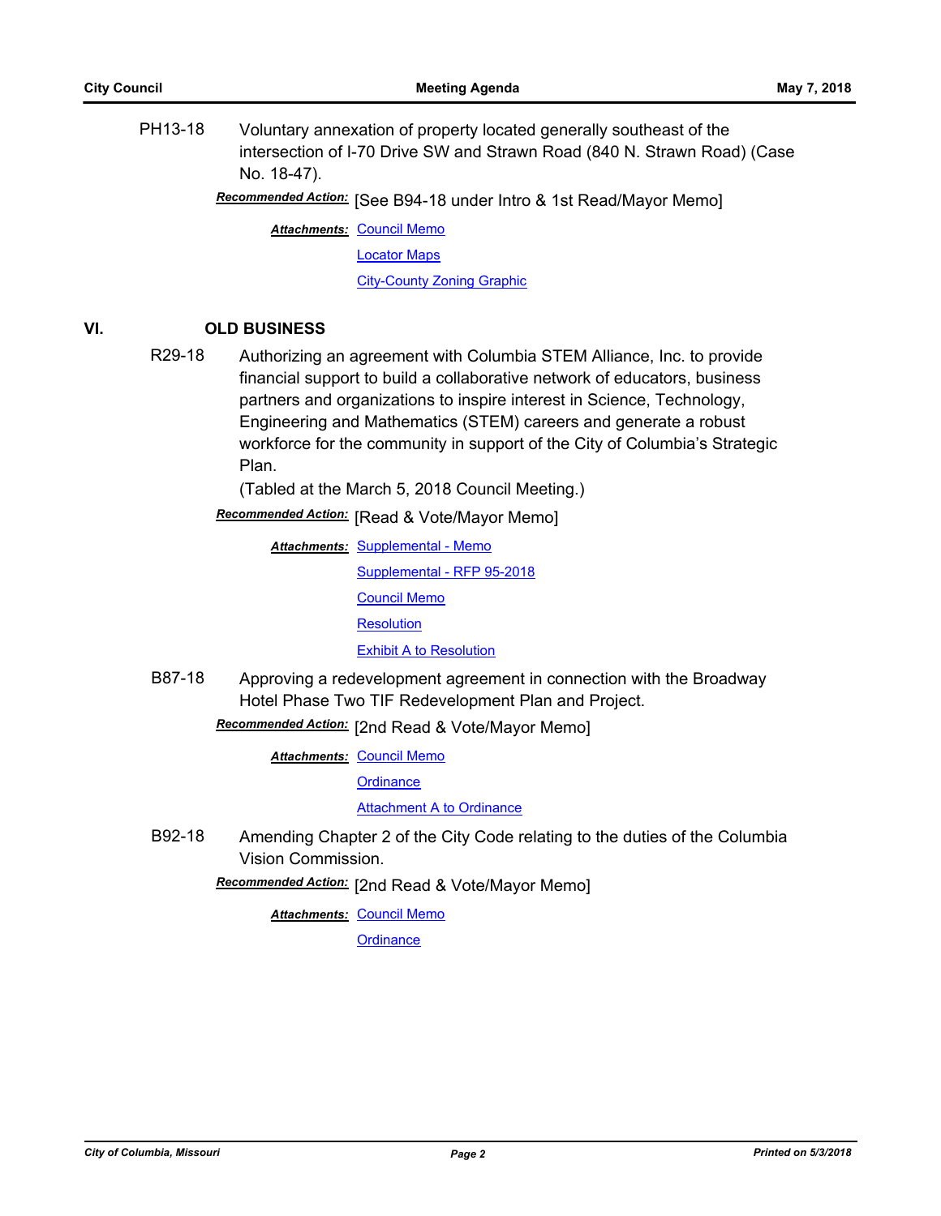PH13-18 Voluntary annexation of property located generally southeast of the intersection of I-70 Drive SW and Strawn Road (840 N. Strawn Road) (Case No. 18-47).

***Recommended Action:*** [See B94-18 under Intro & 1st Read/Mayor Memo]

***Attachments:*** Council Memo
Locator Maps
City-County Zoning Graphic

## VI. OLD BUSINESS

R29-18 Authorizing an agreement with Columbia STEM Alliance, Inc. to provide financial support to build a collaborative network of educators, business partners and organizations to inspire interest in Science, Technology, Engineering and Mathematics (STEM) careers and generate a robust workforce for the community in support of the City of Columbia's Strategic Plan.

(Tabled at the March 5, 2018 Council Meeting.)

***Recommended Action:*** [Read & Vote/Mayor Memo]

***Attachments:*** Supplemental - Memo
Supplemental - RFP 95-2018
Council Memo
Resolution
Exhibit A to Resolution

B87-18 Approving a redevelopment agreement in connection with the Broadway Hotel Phase Two TIF Redevelopment Plan and Project.

***Recommended Action:*** [2nd Read & Vote/Mayor Memo]

***Attachments:*** Council Memo
Ordinance
Attachment A to Ordinance

B92-18 Amending Chapter 2 of the City Code relating to the duties of the Columbia Vision Commission.

***Recommended Action:*** [2nd Read & Vote/Mayor Memo]

***Attachments:*** Council Memo
Ordinance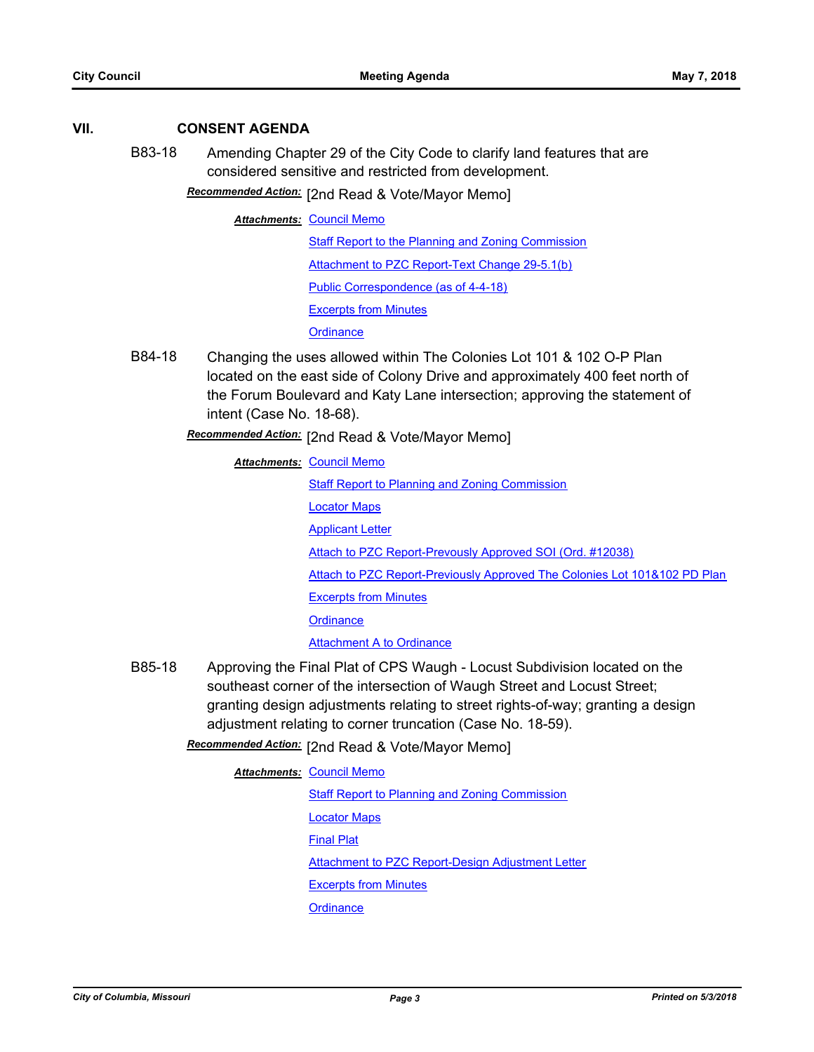## VII. CONSENT AGENDA

**B83-18** Amending Chapter 29 of the City Code to clarify land features that are considered sensitive and restricted from development.

***Recommended Action:*** [2nd Read & Vote/Mayor Memo]

***Attachments:*** Council Memo

Staff Report to the Planning and Zoning Commission

Attachment to PZC Report-Text Change 29-5.1(b)

Public Correspondence (as of 4-4-18)

Excerpts from Minutes

Ordinance

**B84-18** Changing the uses allowed within The Colonies Lot 101 & 102 O-P Plan located on the east side of Colony Drive and approximately 400 feet north of the Forum Boulevard and Katy Lane intersection; approving the statement of intent (Case No. 18-68).

***Recommended Action:*** [2nd Read & Vote/Mayor Memo]

***Attachments:*** Council Memo

Staff Report to Planning and Zoning Commission

Locator Maps

Applicant Letter

Attach to PZC Report-Prevously Approved SOI (Ord. #12038)

Attach to PZC Report-Previously Approved The Colonies Lot 101&102 PD Plan

Excerpts from Minutes

Ordinance

Attachment A to Ordinance

**B85-18** Approving the Final Plat of CPS Waugh - Locust Subdivision located on the southeast corner of the intersection of Waugh Street and Locust Street; granting design adjustments relating to street rights-of-way; granting a design adjustment relating to corner truncation (Case No. 18-59).

***Recommended Action:*** [2nd Read & Vote/Mayor Memo]

***Attachments:*** Council Memo

Staff Report to Planning and Zoning Commission

Locator Maps

Final Plat

Attachment to PZC Report-Design Adjustment Letter

Excerpts from Minutes

Ordinance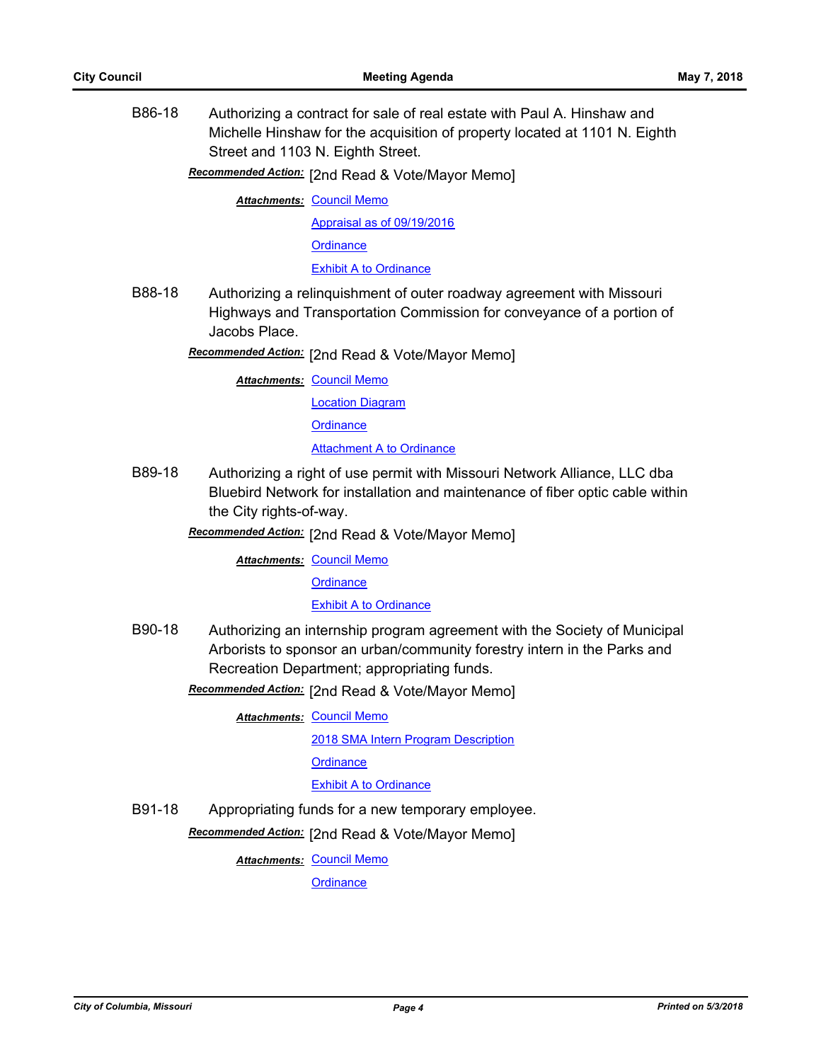B86-18 Authorizing a contract for sale of real estate with Paul A. Hinshaw and Michelle Hinshaw for the acquisition of property located at 1101 N. Eighth Street and 1103 N. Eighth Street.

***Recommended Action:*** [2nd Read & Vote/Mayor Memo]

***Attachments:*** Council Memo
Appraisal as of 09/19/2016
Ordinance
Exhibit A to Ordinance

B88-18 Authorizing a relinquishment of outer roadway agreement with Missouri Highways and Transportation Commission for conveyance of a portion of Jacobs Place.

***Recommended Action:*** [2nd Read & Vote/Mayor Memo]

***Attachments:*** Council Memo
Location Diagram
Ordinance
Attachment A to Ordinance

B89-18 Authorizing a right of use permit with Missouri Network Alliance, LLC dba Bluebird Network for installation and maintenance of fiber optic cable within the City rights-of-way.

***Recommended Action:*** [2nd Read & Vote/Mayor Memo]

***Attachments:*** Council Memo
Ordinance
Exhibit A to Ordinance

B90-18 Authorizing an internship program agreement with the Society of Municipal Arborists to sponsor an urban/community forestry intern in the Parks and Recreation Department; appropriating funds.

***Recommended Action:*** [2nd Read & Vote/Mayor Memo]

***Attachments:*** Council Memo
2018 SMA Intern Program Description
Ordinance
Exhibit A to Ordinance

B91-18 Appropriating funds for a new temporary employee.

***Recommended Action:*** [2nd Read & Vote/Mayor Memo]

***Attachments:*** Council Memo
Ordinance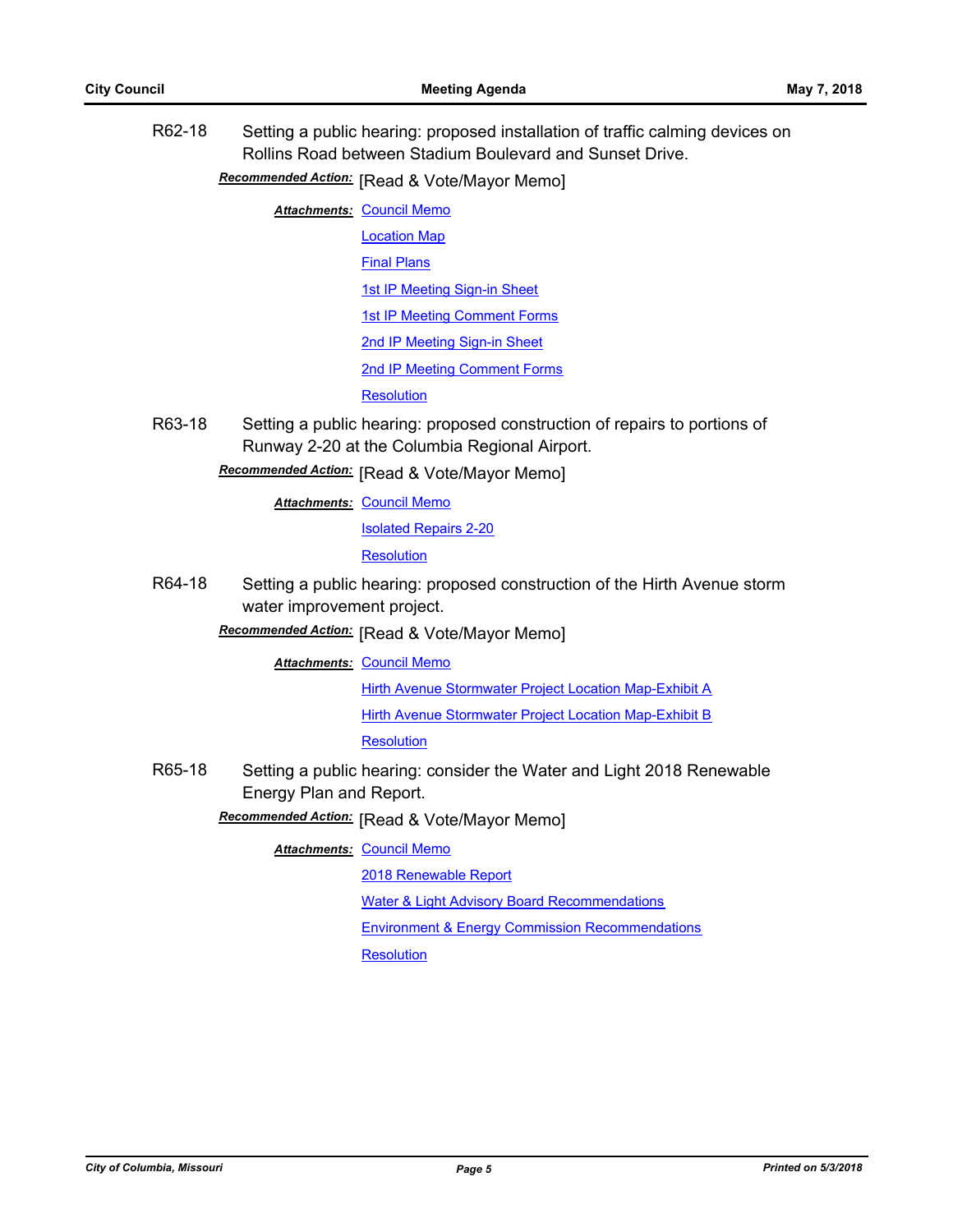R62-18 Setting a public hearing: proposed installation of traffic calming devices on Rollins Road between Stadium Boulevard and Sunset Drive.

***Recommended Action:*** [Read & Vote/Mayor Memo]

***Attachments:*** Council Memo

Location Map

Final Plans

1st IP Meeting Sign-in Sheet

1st IP Meeting Comment Forms

2nd IP Meeting Sign-in Sheet

2nd IP Meeting Comment Forms

Resolution

R63-18 Setting a public hearing: proposed construction of repairs to portions of Runway 2-20 at the Columbia Regional Airport.

***Recommended Action:*** [Read & Vote/Mayor Memo]

***Attachments:*** Council Memo

Isolated Repairs 2-20

Resolution

R64-18 Setting a public hearing: proposed construction of the Hirth Avenue storm water improvement project.

***Recommended Action:*** [Read & Vote/Mayor Memo]

***Attachments:*** Council Memo

Hirth Avenue Stormwater Project Location Map-Exhibit A

Hirth Avenue Stormwater Project Location Map-Exhibit B

Resolution

R65-18 Setting a public hearing: consider the Water and Light 2018 Renewable Energy Plan and Report.

***Recommended Action:*** [Read & Vote/Mayor Memo]

***Attachments:*** Council Memo

2018 Renewable Report

Water & Light Advisory Board Recommendations

Environment & Energy Commission Recommendations

Resolution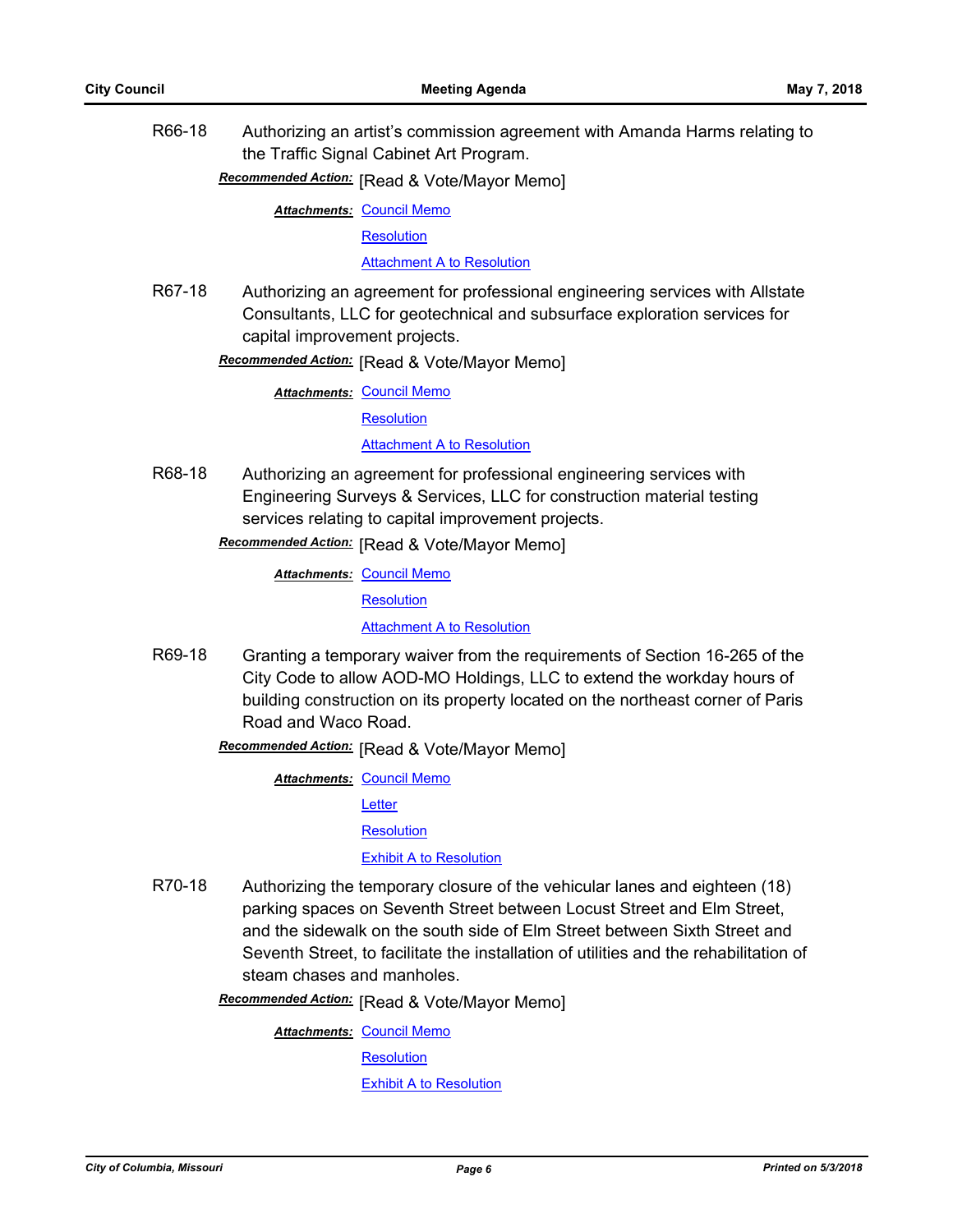**R66-18** Authorizing an artist's commission agreement with Amanda Harms relating to the Traffic Signal Cabinet Art Program.

***Recommended Action:*** [Read & Vote/Mayor Memo]

***Attachments:*** Council Memo
Resolution
Attachment A to Resolution

**R67-18** Authorizing an agreement for professional engineering services with Allstate Consultants, LLC for geotechnical and subsurface exploration services for capital improvement projects.

***Recommended Action:*** [Read & Vote/Mayor Memo]

***Attachments:*** Council Memo
Resolution
Attachment A to Resolution

**R68-18** Authorizing an agreement for professional engineering services with Engineering Surveys & Services, LLC for construction material testing services relating to capital improvement projects.

***Recommended Action:*** [Read & Vote/Mayor Memo]

***Attachments:*** Council Memo
Resolution
Attachment A to Resolution

**R69-18** Granting a temporary waiver from the requirements of Section 16-265 of the City Code to allow AOD-MO Holdings, LLC to extend the workday hours of building construction on its property located on the northeast corner of Paris Road and Waco Road.

***Recommended Action:*** [Read & Vote/Mayor Memo]

***Attachments:*** Council Memo
Letter
Resolution
Exhibit A to Resolution

**R70-18** Authorizing the temporary closure of the vehicular lanes and eighteen (18) parking spaces on Seventh Street between Locust Street and Elm Street, and the sidewalk on the south side of Elm Street between Sixth Street and Seventh Street, to facilitate the installation of utilities and the rehabilitation of steam chases and manholes.

***Recommended Action:*** [Read & Vote/Mayor Memo]

***Attachments:*** Council Memo
Resolution
Exhibit A to Resolution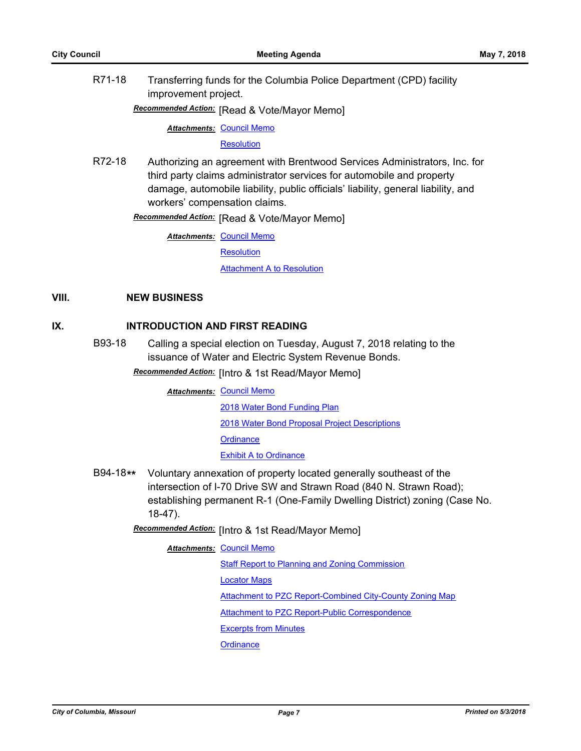R71-18 Transferring funds for the Columbia Police Department (CPD) facility improvement project.

***Recommended Action:*** [Read & Vote/Mayor Memo]

***Attachments:*** Council Memo

Resolution

R72-18 Authorizing an agreement with Brentwood Services Administrators, Inc. for third party claims administrator services for automobile and property damage, automobile liability, public officials' liability, general liability, and workers' compensation claims.

***Recommended Action:*** [Read & Vote/Mayor Memo]

***Attachments:*** Council Memo

Resolution

Attachment A to Resolution

## VIII. NEW BUSINESS

## IX. INTRODUCTION AND FIRST READING

B93-18 Calling a special election on Tuesday, August 7, 2018 relating to the issuance of Water and Electric System Revenue Bonds.

***Recommended Action:*** [Intro & 1st Read/Mayor Memo]

***Attachments:*** Council Memo

2018 Water Bond Funding Plan

2018 Water Bond Proposal Project Descriptions

Ordinance

Exhibit A to Ordinance

B94-18** Voluntary annexation of property located generally southeast of the intersection of I-70 Drive SW and Strawn Road (840 N. Strawn Road); establishing permanent R-1 (One-Family Dwelling District) zoning (Case No. 18-47).

***Recommended Action:*** [Intro & 1st Read/Mayor Memo]

***Attachments:*** Council Memo

Staff Report to Planning and Zoning Commission

Locator Maps

Attachment to PZC Report-Combined City-County Zoning Map

Attachment to PZC Report-Public Correspondence

Excerpts from Minutes

Ordinance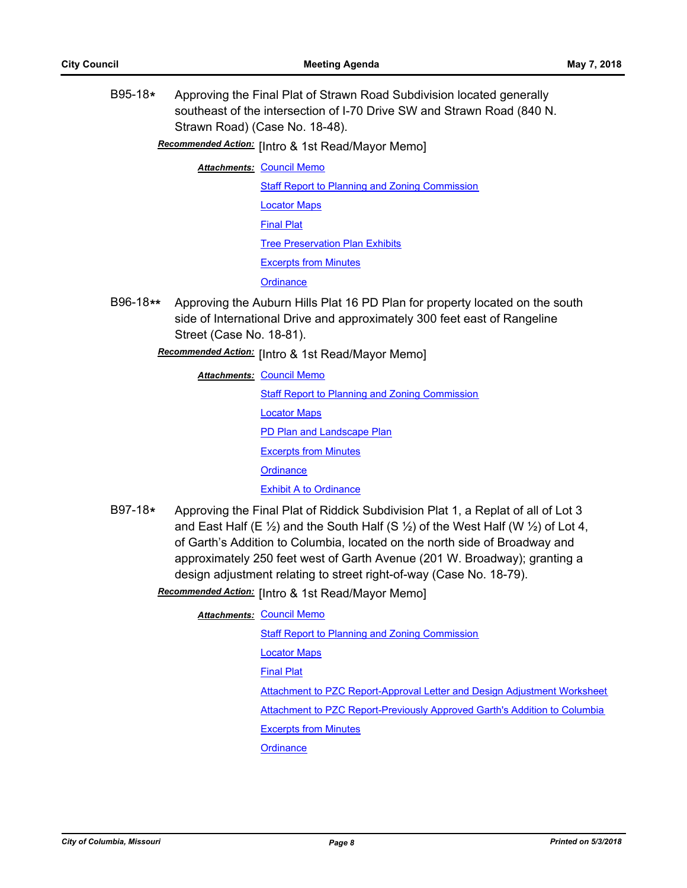**B95-18*** Approving the Final Plat of Strawn Road Subdivision located generally southeast of the intersection of I-70 Drive SW and Strawn Road (840 N. Strawn Road) (Case No. 18-48).

***Recommended Action:*** [Intro & 1st Read/Mayor Memo]

***Attachments:*** Council Memo
Staff Report to Planning and Zoning Commission
Locator Maps
Final Plat
Tree Preservation Plan Exhibits
Excerpts from Minutes
Ordinance

**B96-18**** Approving the Auburn Hills Plat 16 PD Plan for property located on the south side of International Drive and approximately 300 feet east of Rangeline Street (Case No. 18-81).

***Recommended Action:*** [Intro & 1st Read/Mayor Memo]

***Attachments:*** Council Memo
Staff Report to Planning and Zoning Commission
Locator Maps
PD Plan and Landscape Plan
Excerpts from Minutes
Ordinance
Exhibit A to Ordinance

**B97-18*** Approving the Final Plat of Riddick Subdivision Plat 1, a Replat of all of Lot 3 and East Half (E ½) and the South Half (S ½) of the West Half (W ½) of Lot 4, of Garth's Addition to Columbia, located on the north side of Broadway and approximately 250 feet west of Garth Avenue (201 W. Broadway); granting a design adjustment relating to street right-of-way (Case No. 18-79).

***Recommended Action:*** [Intro & 1st Read/Mayor Memo]

***Attachments:*** Council Memo
Staff Report to Planning and Zoning Commission
Locator Maps
Final Plat
Attachment to PZC Report-Approval Letter and Design Adjustment Worksheet
Attachment to PZC Report-Previously Approved Garth's Addition to Columbia
Excerpts from Minutes
Ordinance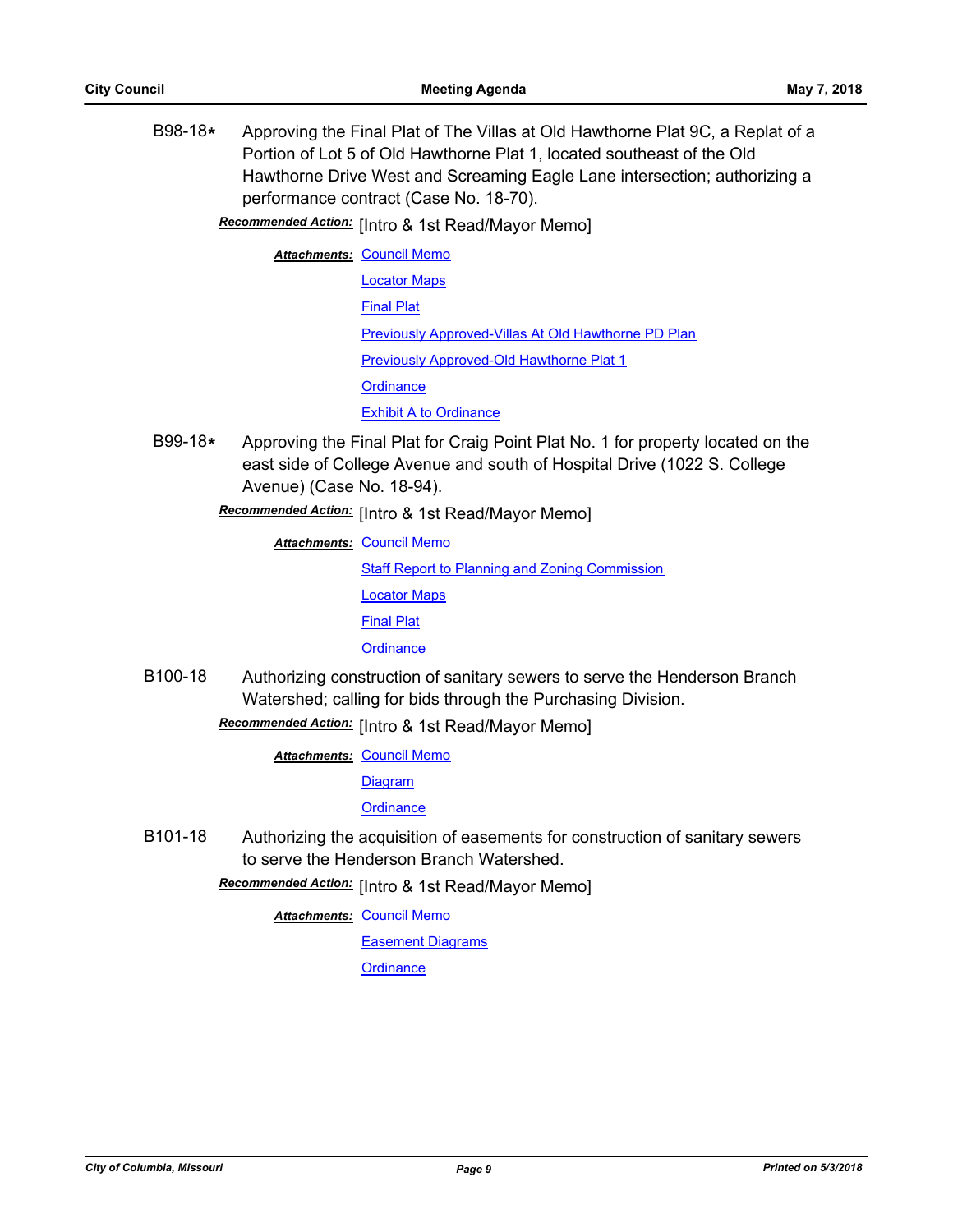**B98-18*** Approving the Final Plat of The Villas at Old Hawthorne Plat 9C, a Replat of a Portion of Lot 5 of Old Hawthorne Plat 1, located southeast of the Old Hawthorne Drive West and Screaming Eagle Lane intersection; authorizing a performance contract (Case No. 18-70).

***Recommended Action:*** [Intro & 1st Read/Mayor Memo]

***Attachments:*** Council Memo
Locator Maps
Final Plat
Previously Approved-Villas At Old Hawthorne PD Plan
Previously Approved-Old Hawthorne Plat 1
Ordinance
Exhibit A to Ordinance

**B99-18*** Approving the Final Plat for Craig Point Plat No. 1 for property located on the east side of College Avenue and south of Hospital Drive (1022 S. College Avenue) (Case No. 18-94).

***Recommended Action:*** [Intro & 1st Read/Mayor Memo]

***Attachments:*** Council Memo
Staff Report to Planning and Zoning Commission
Locator Maps
Final Plat
Ordinance

**B100-18** Authorizing construction of sanitary sewers to serve the Henderson Branch Watershed; calling for bids through the Purchasing Division.

***Recommended Action:*** [Intro & 1st Read/Mayor Memo]

***Attachments:*** Council Memo
Diagram
Ordinance

**B101-18** Authorizing the acquisition of easements for construction of sanitary sewers to serve the Henderson Branch Watershed.

***Recommended Action:*** [Intro & 1st Read/Mayor Memo]

***Attachments:*** Council Memo
Easement Diagrams
Ordinance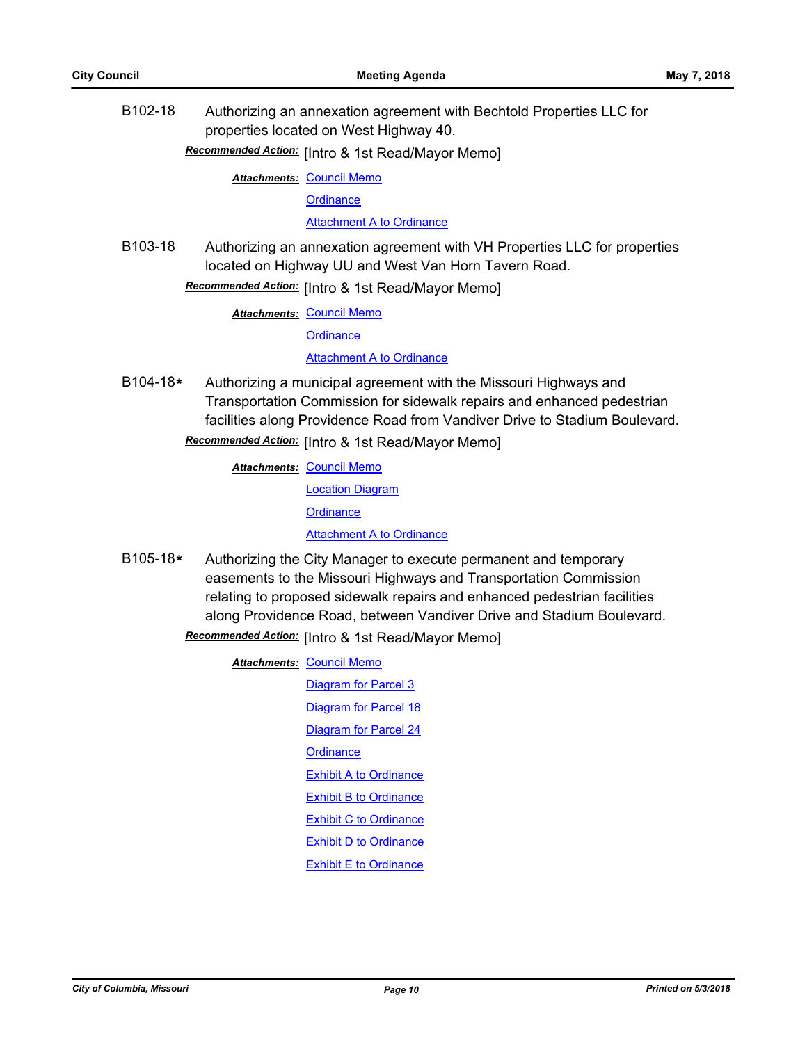B102-18 Authorizing an annexation agreement with Bechtold Properties LLC for properties located on West Highway 40.

***Recommended Action:*** [Intro & 1st Read/Mayor Memo]

***Attachments:*** Council Memo
Ordinance
Attachment A to Ordinance

B103-18 Authorizing an annexation agreement with VH Properties LLC for properties located on Highway UU and West Van Horn Tavern Road.

***Recommended Action:*** [Intro & 1st Read/Mayor Memo]

***Attachments:*** Council Memo
Ordinance
Attachment A to Ordinance

B104-18* Authorizing a municipal agreement with the Missouri Highways and Transportation Commission for sidewalk repairs and enhanced pedestrian facilities along Providence Road from Vandiver Drive to Stadium Boulevard.

***Recommended Action:*** [Intro & 1st Read/Mayor Memo]

***Attachments:*** Council Memo
Location Diagram
Ordinance
Attachment A to Ordinance

B105-18* Authorizing the City Manager to execute permanent and temporary easements to the Missouri Highways and Transportation Commission relating to proposed sidewalk repairs and enhanced pedestrian facilities along Providence Road, between Vandiver Drive and Stadium Boulevard.

***Recommended Action:*** [Intro & 1st Read/Mayor Memo]

***Attachments:*** Council Memo
Diagram for Parcel 3
Diagram for Parcel 18
Diagram for Parcel 24
Ordinance
Exhibit A to Ordinance
Exhibit B to Ordinance
Exhibit C to Ordinance
Exhibit D to Ordinance
Exhibit E to Ordinance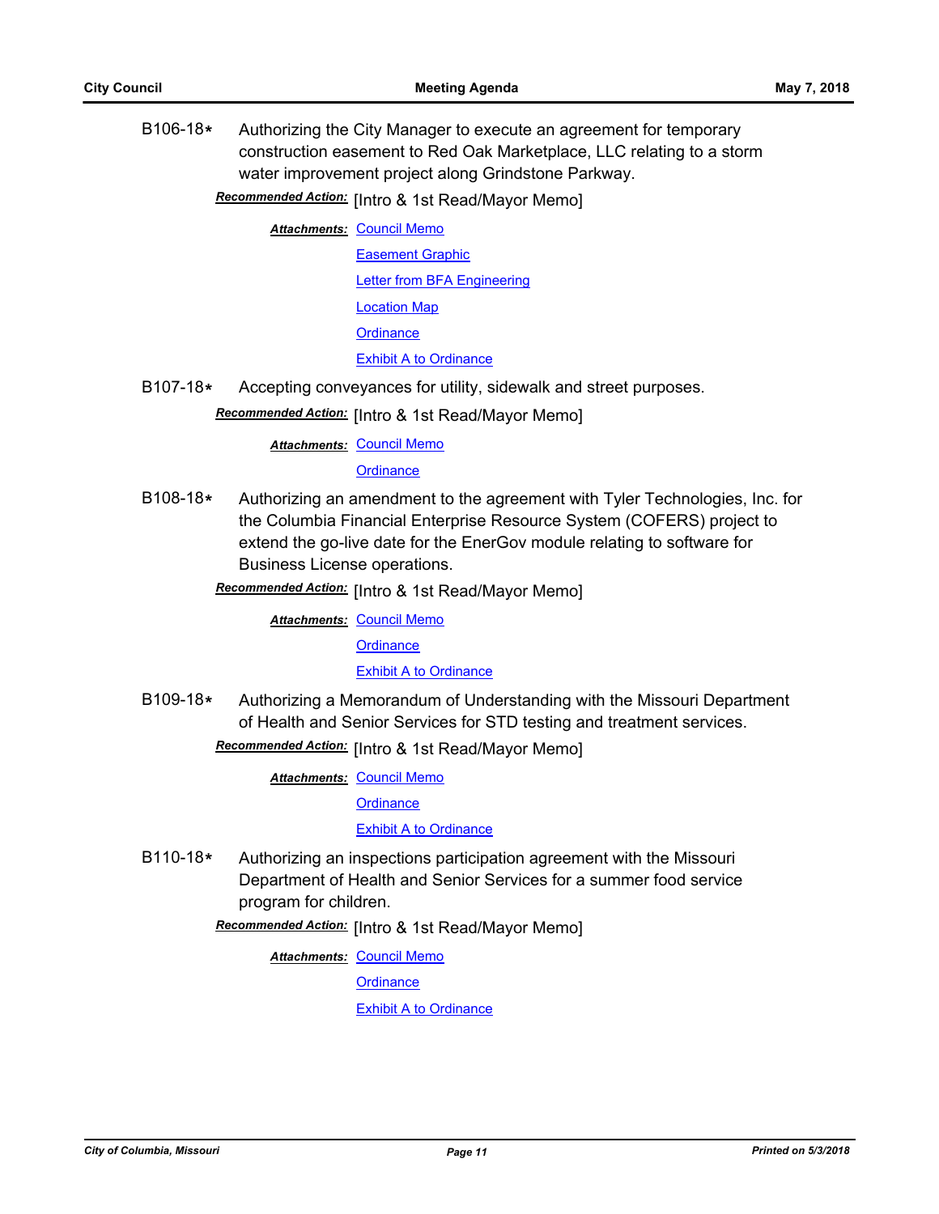**B106-18*** Authorizing the City Manager to execute an agreement for temporary construction easement to Red Oak Marketplace, LLC relating to a storm water improvement project along Grindstone Parkway.

***Recommended Action:*** [Intro & 1st Read/Mayor Memo]

***Attachments:*** Council Memo
Easement Graphic
Letter from BFA Engineering
Location Map
Ordinance
Exhibit A to Ordinance

**B107-18*** Accepting conveyances for utility, sidewalk and street purposes.

***Recommended Action:*** [Intro & 1st Read/Mayor Memo]

***Attachments:*** Council Memo
Ordinance

**B108-18*** Authorizing an amendment to the agreement with Tyler Technologies, Inc. for the Columbia Financial Enterprise Resource System (COFERS) project to extend the go-live date for the EnerGov module relating to software for Business License operations.

***Recommended Action:*** [Intro & 1st Read/Mayor Memo]

***Attachments:*** Council Memo
Ordinance
Exhibit A to Ordinance

**B109-18*** Authorizing a Memorandum of Understanding with the Missouri Department of Health and Senior Services for STD testing and treatment services.

***Recommended Action:*** [Intro & 1st Read/Mayor Memo]

***Attachments:*** Council Memo
Ordinance
Exhibit A to Ordinance

**B110-18*** Authorizing an inspections participation agreement with the Missouri Department of Health and Senior Services for a summer food service program for children.

***Recommended Action:*** [Intro & 1st Read/Mayor Memo]

***Attachments:*** Council Memo
Ordinance
Exhibit A to Ordinance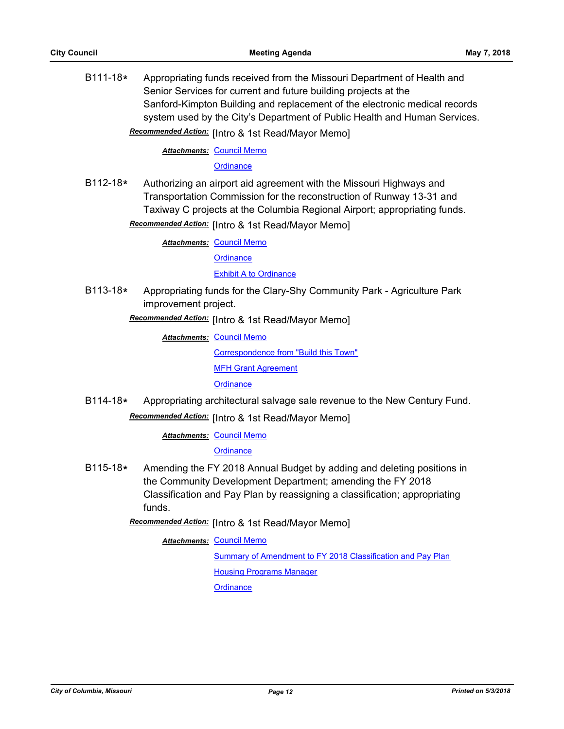B111-18* Appropriating funds received from the Missouri Department of Health and Senior Services for current and future building projects at the Sanford-Kimpton Building and replacement of the electronic medical records system used by the City's Department of Public Health and Human Services.

***Recommended Action:*** [Intro & 1st Read/Mayor Memo]

***Attachments:*** Council Memo
Ordinance

B112-18* Authorizing an airport aid agreement with the Missouri Highways and Transportation Commission for the reconstruction of Runway 13-31 and Taxiway C projects at the Columbia Regional Airport; appropriating funds.

***Recommended Action:*** [Intro & 1st Read/Mayor Memo]

***Attachments:*** Council Memo
Ordinance
Exhibit A to Ordinance

B113-18* Appropriating funds for the Clary-Shy Community Park - Agriculture Park improvement project.

***Recommended Action:*** [Intro & 1st Read/Mayor Memo]

***Attachments:*** Council Memo
Correspondence from "Build this Town"
MFH Grant Agreement
Ordinance

B114-18* Appropriating architectural salvage sale revenue to the New Century Fund.

***Recommended Action:*** [Intro & 1st Read/Mayor Memo]

***Attachments:*** Council Memo
Ordinance

B115-18* Amending the FY 2018 Annual Budget by adding and deleting positions in the Community Development Department; amending the FY 2018 Classification and Pay Plan by reassigning a classification; appropriating funds.

***Recommended Action:*** [Intro & 1st Read/Mayor Memo]

***Attachments:*** Council Memo
Summary of Amendment to FY 2018 Classification and Pay Plan
Housing Programs Manager
Ordinance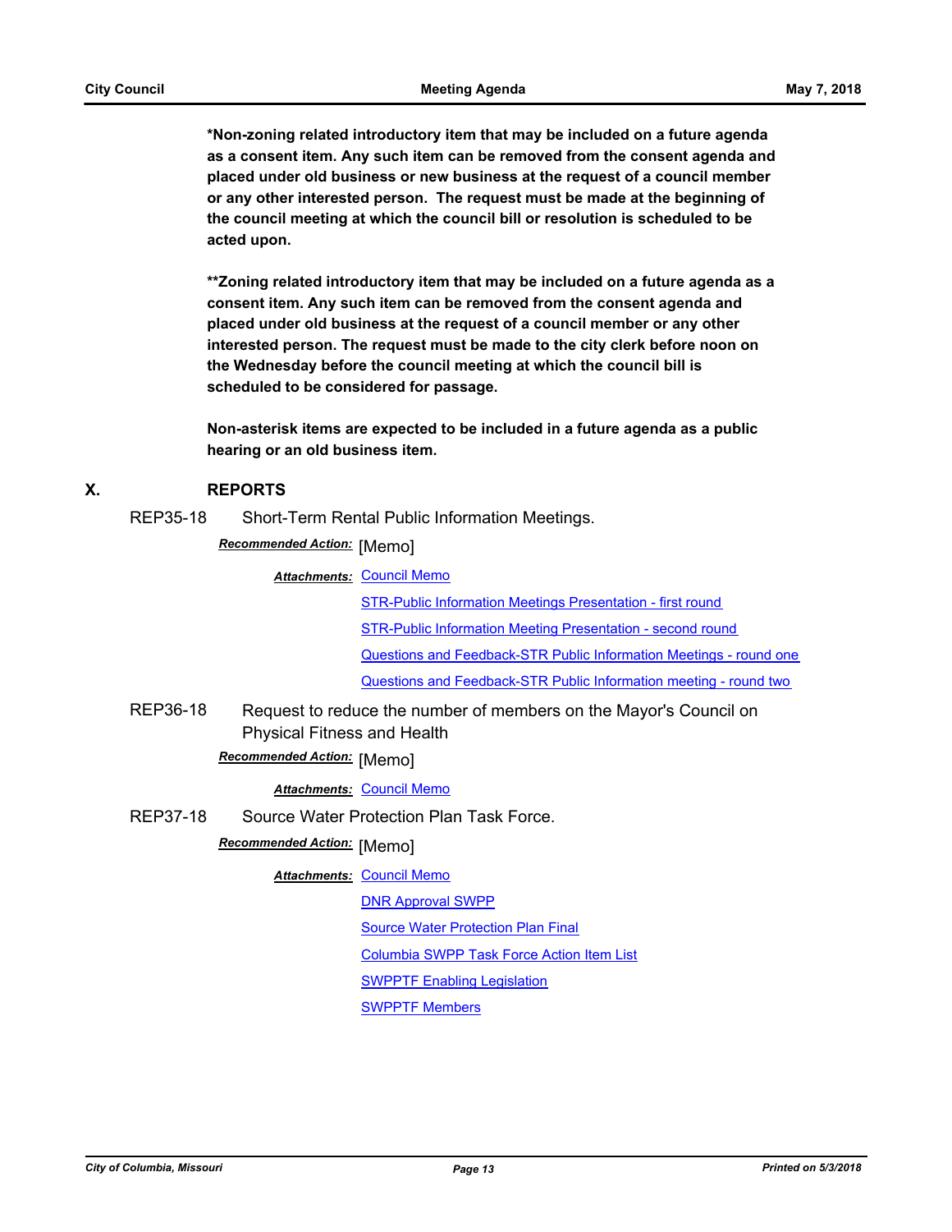**\*Non-zoning related introductory item that may be included on a future agenda as a consent item. Any such item can be removed from the consent agenda and placed under old business or new business at the request of a council member or any other interested person. The request must be made at the beginning of the council meeting at which the council bill or resolution is scheduled to be acted upon.**

**\*\*Zoning related introductory item that may be included on a future agenda as a consent item. Any such item can be removed from the consent agenda and placed under old business at the request of a council member or any other interested person. The request must be made to the city clerk before noon on the Wednesday before the council meeting at which the council bill is scheduled to be considered for passage.**

**Non-asterisk items are expected to be included in a future agenda as a public hearing or an old business item.**

## X. REPORTS

REP35-18 Short-Term Rental Public Information Meetings.

***Recommended Action:*** [Memo]

***Attachments:*** Council Memo
STR-Public Information Meetings Presentation - first round
STR-Public Information Meeting Presentation - second round
Questions and Feedback-STR Public Information Meetings - round one
Questions and Feedback-STR Public Information meeting - round two

REP36-18 Request to reduce the number of members on the Mayor's Council on Physical Fitness and Health

***Recommended Action:*** [Memo]

***Attachments:*** Council Memo

REP37-18 Source Water Protection Plan Task Force.

***Recommended Action:*** [Memo]

***Attachments:*** Council Memo
DNR Approval SWPP
Source Water Protection Plan Final
Columbia SWPP Task Force Action Item List
SWPPTF Enabling Legislation
SWPPTF Members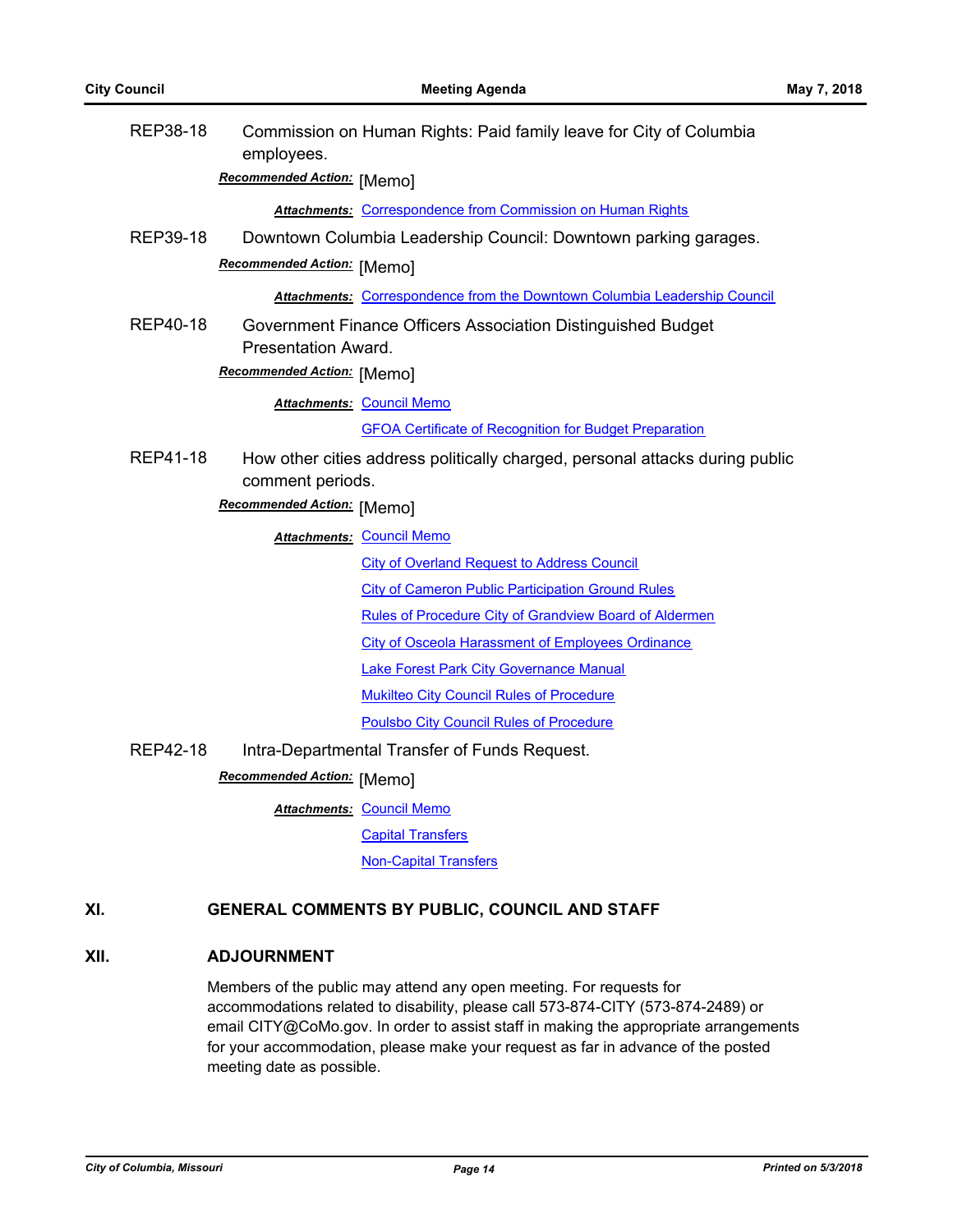REP38-18 Commission on Human Rights: Paid family leave for City of Columbia employees.

***Recommended Action:*** [Memo]

***Attachments:*** Correspondence from Commission on Human Rights

REP39-18 Downtown Columbia Leadership Council: Downtown parking garages.

***Recommended Action:*** [Memo]

***Attachments:*** Correspondence from the Downtown Columbia Leadership Council

REP40-18 Government Finance Officers Association Distinguished Budget Presentation Award.

***Recommended Action:*** [Memo]

***Attachments:*** Council Memo

GFOA Certificate of Recognition for Budget Preparation

REP41-18 How other cities address politically charged, personal attacks during public comment periods.

***Recommended Action:*** [Memo]

***Attachments:*** Council Memo

City of Overland Request to Address Council

City of Cameron Public Participation Ground Rules

Rules of Procedure City of Grandview Board of Aldermen

City of Osceola Harassment of Employees Ordinance

Lake Forest Park City Governance Manual

Mukilteo City Council Rules of Procedure

Poulsbo City Council Rules of Procedure

REP42-18 Intra-Departmental Transfer of Funds Request.

***Recommended Action:*** [Memo]

***Attachments:*** Council Memo

Capital Transfers

Non-Capital Transfers

## XI. GENERAL COMMENTS BY PUBLIC, COUNCIL AND STAFF

## XII. ADJOURNMENT

Members of the public may attend any open meeting. For requests for accommodations related to disability, please call 573-874-CITY (573-874-2489) or email CITY@CoMo.gov. In order to assist staff in making the appropriate arrangements for your accommodation, please make your request as far in advance of the posted meeting date as possible.